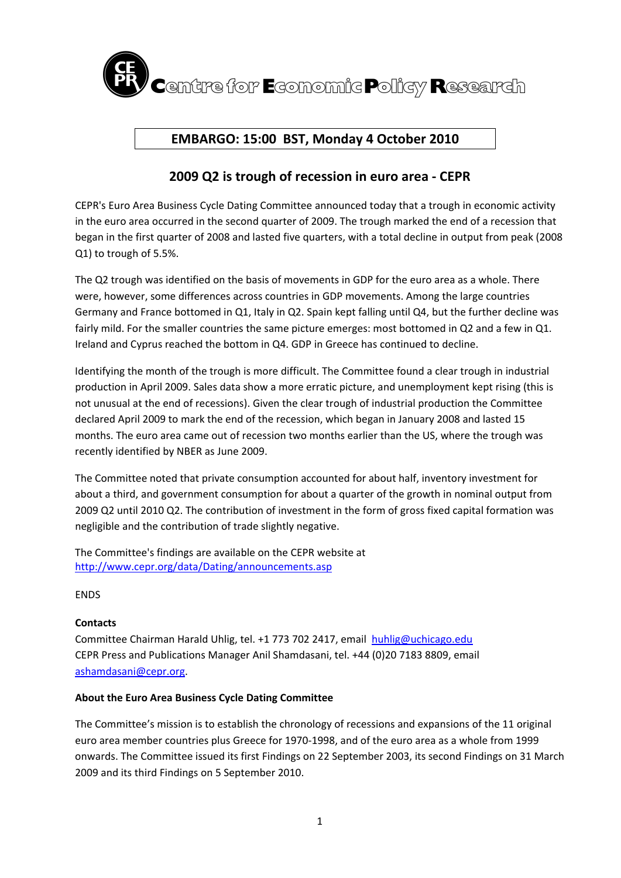**Centre for Economic Policy Research**

**EMBARGO: 15:00 BST, Monday 4 October 2010**

## 2009 Q2 is trough of recession in euro area - CEPR

CEPR's Euro Area Business Cycle Dating Committee announced today that a trough in economic activity in the euro area occurred in the second quarter of 2009. The trough marked the end of a recession that began in the first quarter of 2008 and lasted five quarters, with a total decline in output from peak (2008 Q1) to trough of 5.5%.

The Q2 trough was identified on the basis of movements in GDP for the euro area as a whole. There were, however, some differences across countries in GDP movements. Among the large countries Germany and France bottomed in Q1, Italy in Q2. Spain kept falling until Q4, but the further decline was fairly mild. For the smaller countries the same picture emerges: most bottomed in Q2 and a few in Q1. Ireland and Cyprus reached the bottom in Q4. GDP in Greece has continued to decline.

Identifying the month of the trough is more difficult. The Committee found a clear trough in industrial production in April 2009. Sales data show a more erratic picture, and unemployment kept rising (this is not unusual at the end of recessions). Given the clear trough of industrial production the Committee declared April 2009 to mark the end of the recession, which began in January 2008 and lasted 15 months. The euro area came out of recession two months earlier than the US, where the trough was recently identified by NBER as June 2009.

The Committee noted that private consumption accounted for about half, inventory investment for about a third, and government consumption for about a quarter of the growth in nominal output from 2009 Q2 until 2010 Q2. The contribution of investment in the form of gross fixed capital formation was negligible and the contribution of trade slightly negative.

The Committee's findings are available on the CEPR website at http://www.cepr.org/data/Dating/announcements.asp

ENDS

**Contacts**

Committee Chairman Harald Uhlig, tel. +1 773 702 2417, email huhlig@uchicago.edu
CEPR Press and Publications Manager Anil Shamdasani, tel. +44 (0)20 7183 8809, email ashamdasani@cepr.org.

**About the Euro Area Business Cycle Dating Committee**

The Committee's mission is to establish the chronology of recessions and expansions of the 11 original euro area member countries plus Greece for 1970-1998, and of the euro area as a whole from 1999 onwards. The Committee issued its first Findings on 22 September 2003, its second Findings on 31 March 2009 and its third Findings on 5 September 2010.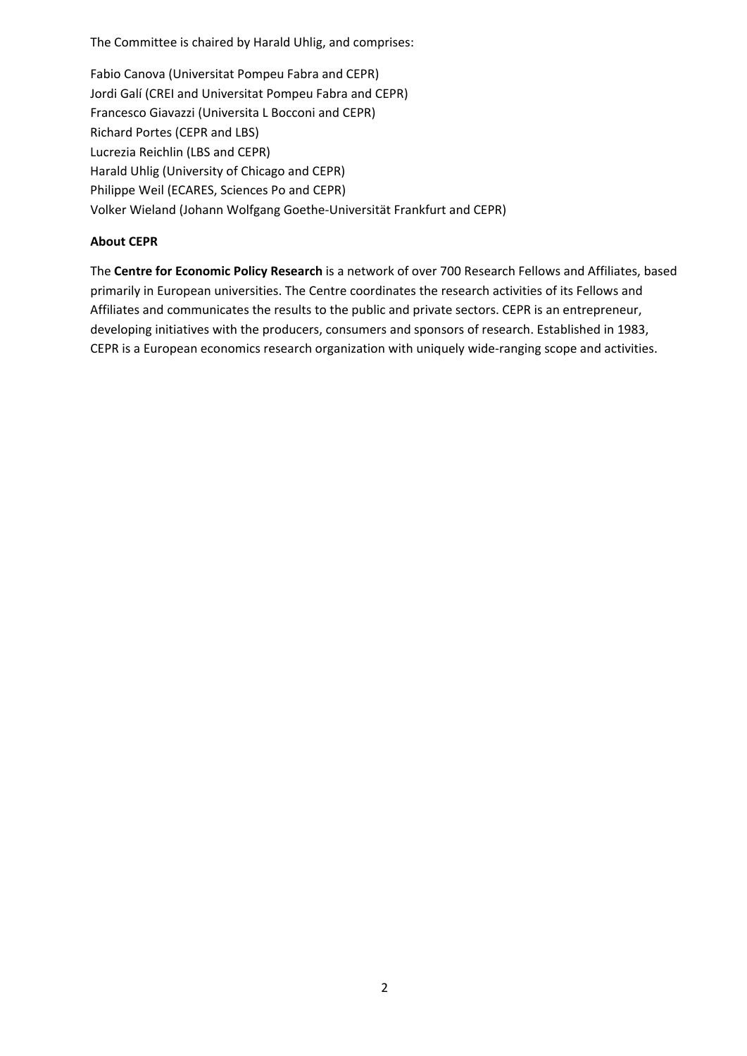The Committee is chaired by Harald Uhlig, and comprises:

Fabio Canova (Universitat Pompeu Fabra and CEPR)
Jordi Galí (CREI and Universitat Pompeu Fabra and CEPR)
Francesco Giavazzi (Universita L Bocconi and CEPR)
Richard Portes (CEPR and LBS)
Lucrezia Reichlin (LBS and CEPR)
Harald Uhlig (University of Chicago and CEPR)
Philippe Weil (ECARES, Sciences Po and CEPR)
Volker Wieland (Johann Wolfgang Goethe-Universität Frankfurt and CEPR)

**About CEPR**

The **Centre for Economic Policy Research** is a network of over 700 Research Fellows and Affiliates, based primarily in European universities. The Centre coordinates the research activities of its Fellows and Affiliates and communicates the results to the public and private sectors. CEPR is an entrepreneur, developing initiatives with the producers, consumers and sponsors of research. Established in 1983, CEPR is a European economics research organization with uniquely wide-ranging scope and activities.